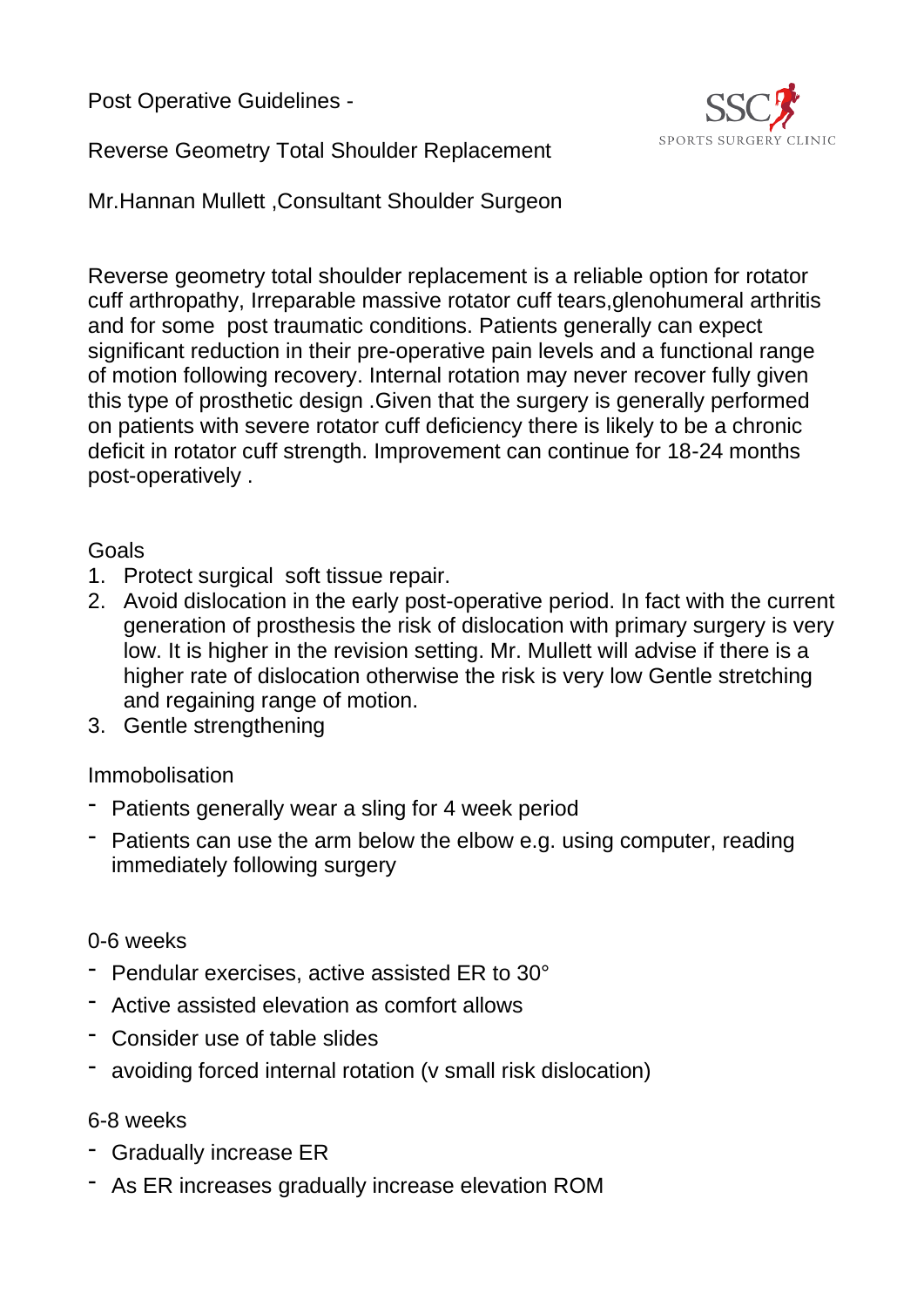Post Operative Guidelines -

Reverse Geometry Total Shoulder Replacement

Mr.Hannan Mullett ,Consultant Shoulder Surgeon

SSC SPORTS SURGERY CLINIC

Reverse geometry total shoulder replacement is a reliable option for rotator cuff arthropathy, Irreparable massive rotator cuff tears,glenohumeral arthritis and for some post traumatic conditions. Patients generally can expect significant reduction in their pre-operative pain levels and a functional range of motion following recovery. Internal rotation may never recover fully given this type of prosthetic design .Given that the surgery is generally performed on patients with severe rotator cuff deficiency there is likely to be a chronic deficit in rotator cuff strength. Improvement can continue for 18-24 months post-operatively .

Goals

1. Protect surgical soft tissue repair.
2. Avoid dislocation in the early post-operative period. In fact with the current generation of prosthesis the risk of dislocation with primary surgery is very low. It is higher in the revision setting. Mr. Mullett will advise if there is a higher rate of dislocation otherwise the risk is very low Gentle stretching and regaining range of motion.
3. Gentle strengthening

Immobolisation

- Patients generally wear a sling for 4 week period
- Patients can use the arm below the elbow e.g. using computer, reading immediately following surgery

0-6 weeks

- Pendular exercises, active assisted ER to 30°
- Active assisted elevation as comfort allows
- Consider use of table slides
- avoiding forced internal rotation (v small risk dislocation)

6-8 weeks

- Gradually increase ER
- As ER increases gradually increase elevation ROM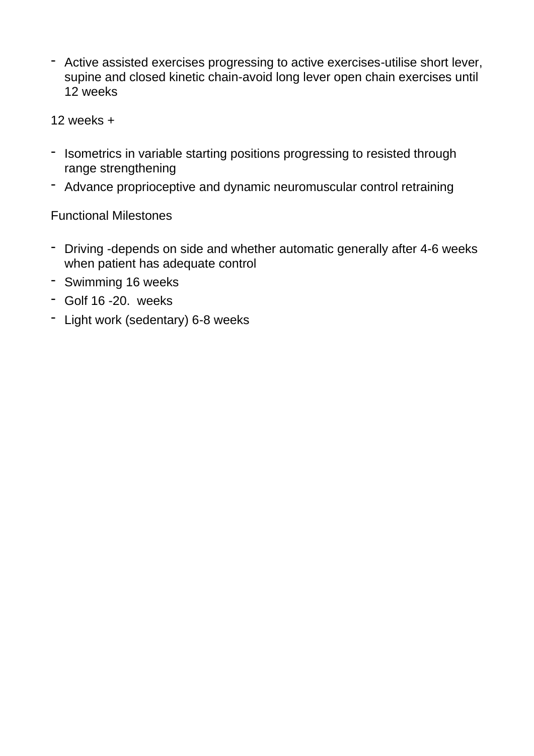- Active assisted exercises progressing to active exercises-utilise short lever, supine and closed kinetic chain-avoid long lever open chain exercises until 12 weeks

12 weeks +

- Isometrics in variable starting positions progressing to resisted through range strengthening
- Advance proprioceptive and dynamic neuromuscular control retraining

Functional Milestones

- Driving -depends on side and whether automatic generally after 4-6 weeks when patient has adequate control
- Swimming 16 weeks
- Golf 16 -20.  weeks
- Light work (sedentary) 6-8 weeks